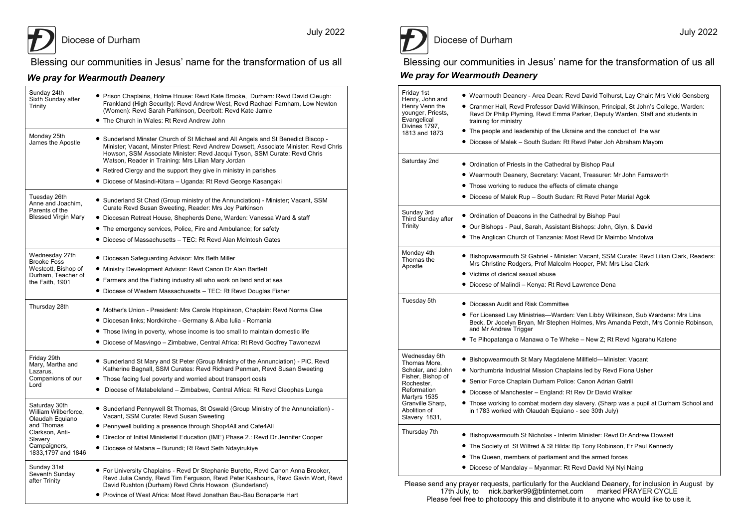Diocese of Durham

July 2022

Blessing our communities in Jesus' name for the transformation of us all

### *We pray for Wearmouth Deanery*

| | |
|---|---|
| Sunday 24th<br>Sixth Sunday after Trinity | • Prison Chaplains, Holme House: Revd Kate Brooke, Durham: Revd David Cleugh: Frankland (High Security): Revd Andrew West, Revd Rachael Farnham, Low Newton (Women): Revd Sarah Parkinson, Deerbolt: Revd Kate Jamie<br>• The Church in Wales: Rt Revd Andrew John |
| Monday 25th<br>James the Apostle | • Sunderland Minster Church of St Michael and All Angels and St Benedict Biscop - Minister; Vacant, Minster Priest: Revd Andrew Dowsett, Associate Minister: Revd Chris Howson, SSM Associate Minister: Revd Jacqui Tyson, SSM Curate: Revd Chris Watson, Reader in Training: Mrs Lilian Mary Jordan<br>• Retired Clergy and the support they give in ministry in parishes<br>• Diocese of Masindi-Kitara – Uganda: Rt Revd George Kasangaki |
| Tuesday 26th<br>Anne and Joachim, Parents of the Blessed Virgin Mary | • Sunderland St Chad (Group ministry of the Annunciation) - Minister; Vacant, SSM Curate Revd Susan Sweeting, Reader: Mrs Joy Parkinson<br>• Diocesan Retreat House, Shepherds Dene, Warden: Vanessa Ward & staff<br>• The emergency services, Police, Fire and Ambulance; for safety<br>• Diocese of Massachusetts – TEC: Rt Revd Alan McIntosh Gates |
| Wednesday 27th<br>Brooke Foss Westcott, Bishop of Durham, Teacher of the Faith, 1901 | • Diocesan Safeguarding Advisor: Mrs Beth Miller<br>• Ministry Development Advisor: Revd Canon Dr Alan Bartlett<br>• Farmers and the Fishing industry all who work on land and at sea<br>• Diocese of Western Massachusetts – TEC: Rt Revd Douglas Fisher |
| Thursday 28th | • Mother's Union - President: Mrs Carole Hopkinson, Chaplain: Revd Norma Clee<br>• Diocesan links; Nordkirche - Germany & Alba Iulia - Romania<br>• Those living in poverty, whose income is too small to maintain domestic life<br>• Diocese of Masvingo – Zimbabwe, Central Africa: Rt Revd Godfrey Tawonezwi |
| Friday 29th<br>Mary, Martha and Lazarus, Companions of our Lord | • Sunderland St Mary and St Peter (Group Ministry of the Annunciation) - PiC, Revd Katherine Bagnall, SSM Curates: Revd Richard Penman, Revd Susan Sweeting<br>• Those facing fuel poverty and worried about transport costs<br>• Diocese of Matabeleland – Zimbabwe, Central Africa: Rt Revd Cleophas Lunga |
| Saturday 30th<br>William Wilberforce, Olaudah Equiano and Thomas Clarkson, Anti-Slavery Campaigners, 1833,1797 and 1846 | • Sunderland Pennywell St Thomas, St Oswald (Group Ministry of the Annunciation) - Vacant, SSM Curate: Revd Susan Sweeting<br>• Pennywell building a presence through Shop4All and Cafe4All<br>• Director of Initial Ministerial Education (IME) Phase 2.: Revd Dr Jennifer Cooper<br>• Diocese of Matana – Burundi; Rt Revd Seth Ndayirukiye |
| Sunday 31st<br>Seventh Sunday after Trinity | • For University Chaplains - Revd Dr Stephanie Burette, Revd Canon Anna Brooker, Revd Julia Candy, Revd Tim Ferguson, Revd Peter Kashouris, Revd Gavin Wort, Revd David Rushton (Durham) Revd Chris Howson (Sunderland)<br>• Province of West Africa: Most Revd Jonathan Bau-Bau Bonaparte Hart |

Diocese of Durham

July 2022

Blessing our communities in Jesus' name for the transformation of us all

### *We pray for Wearmouth Deanery*

| | |
|---|---|
| Friday 1st<br>Henry, John and Henry Venn the younger, Priests, Evangelical Divines 1797, 1813 and 1873 | • Wearmouth Deanery - Area Dean: Revd David Tolhurst, Lay Chair: Mrs Vicki Gensberg<br>• Cranmer Hall, Revd Professor David Wilkinson, Principal, St John's College, Warden: Revd Dr Philip Plyming, Revd Emma Parker, Deputy Warden, Staff and students in training for ministry<br>• The people and leadership of the Ukraine and the conduct of the war<br>• Diocese of Malek – South Sudan: Rt Revd Peter Joh Abraham Mayom |
| Saturday 2nd | • Ordination of Priests in the Cathedral by Bishop Paul<br>• Wearmouth Deanery, Secretary: Vacant, Treasurer: Mr John Farnsworth<br>• Those working to reduce the effects of climate change<br>• Diocese of Malek Rup – South Sudan: Rt Revd Peter Marial Agok |
| Sunday 3rd<br>Third Sunday after Trinity | • Ordination of Deacons in the Cathedral by Bishop Paul<br>• Our Bishops - Paul, Sarah, Assistant Bishops: John, Glyn, & David<br>• The Anglican Church of Tanzania: Most Revd Dr Maimbo Mndolwa |
| Monday 4th<br>Thomas the Apostle | • Bishopwearmouth St Gabriel - Minister: Vacant, SSM Curate: Revd Lilian Clark, Readers: Mrs Christine Rodgers, Prof Malcolm Hooper, PM: Mrs Lisa Clark<br>• Victims of clerical sexual abuse<br>• Diocese of Malindi – Kenya: Rt Revd Lawrence Dena |
| Tuesday 5th | • Diocesan Audit and Risk Committee<br>• For Licensed Lay Ministries—Warden: Ven Libby Wilkinson, Sub Wardens: Mrs Lina Beck, Dr Jocelyn Bryan, Mr Stephen Holmes, Mrs Amanda Petch, Mrs Connie Robinson, and Mr Andrew Trigger<br>• Te Pihopatanga o Manawa o Te Wheke – New Z; Rt Revd Ngarahu Katene |
| Wednesday 6th<br>Thomas More, Scholar, and John Fisher, Bishop of Rochester, Reformation Martyrs 1535<br>Granville Sharp, Abolition of Slavery 1831, | • Bishopwearmouth St Mary Magdalene Millfield—Minister: Vacant<br>• Northumbria Industrial Mission Chaplains led by Revd Fiona Usher<br>• Senior Force Chaplain Durham Police: Canon Adrian Gatrill<br>• Diocese of Manchester – England: Rt Rev Dr David Walker<br>• Those working to combat modern day slavery. (Sharp was a pupil at Durham School and in 1783 worked with Olaudah Equiano - see 30th July) |
| Thursday 7th | • Bishopwearmouth St Nicholas - Interim Minister: Revd Dr Andrew Dowsett<br>• The Society of St Wilfred & St Hilda: Bp Tony Robinson, Fr Paul Kennedy<br>• The Queen, members of parliament and the armed forces<br>• Diocese of Mandalay – Myanmar: Rt Revd David Nyi Nyi Naing |

Please send any prayer requests, particularly for the Auckland Deanery, for inclusion in August by 17th July, to nick.barker99@btinternet.com marked PRAYER CYCLE

Please feel free to photocopy this and distribute it to anyone who would like to use it.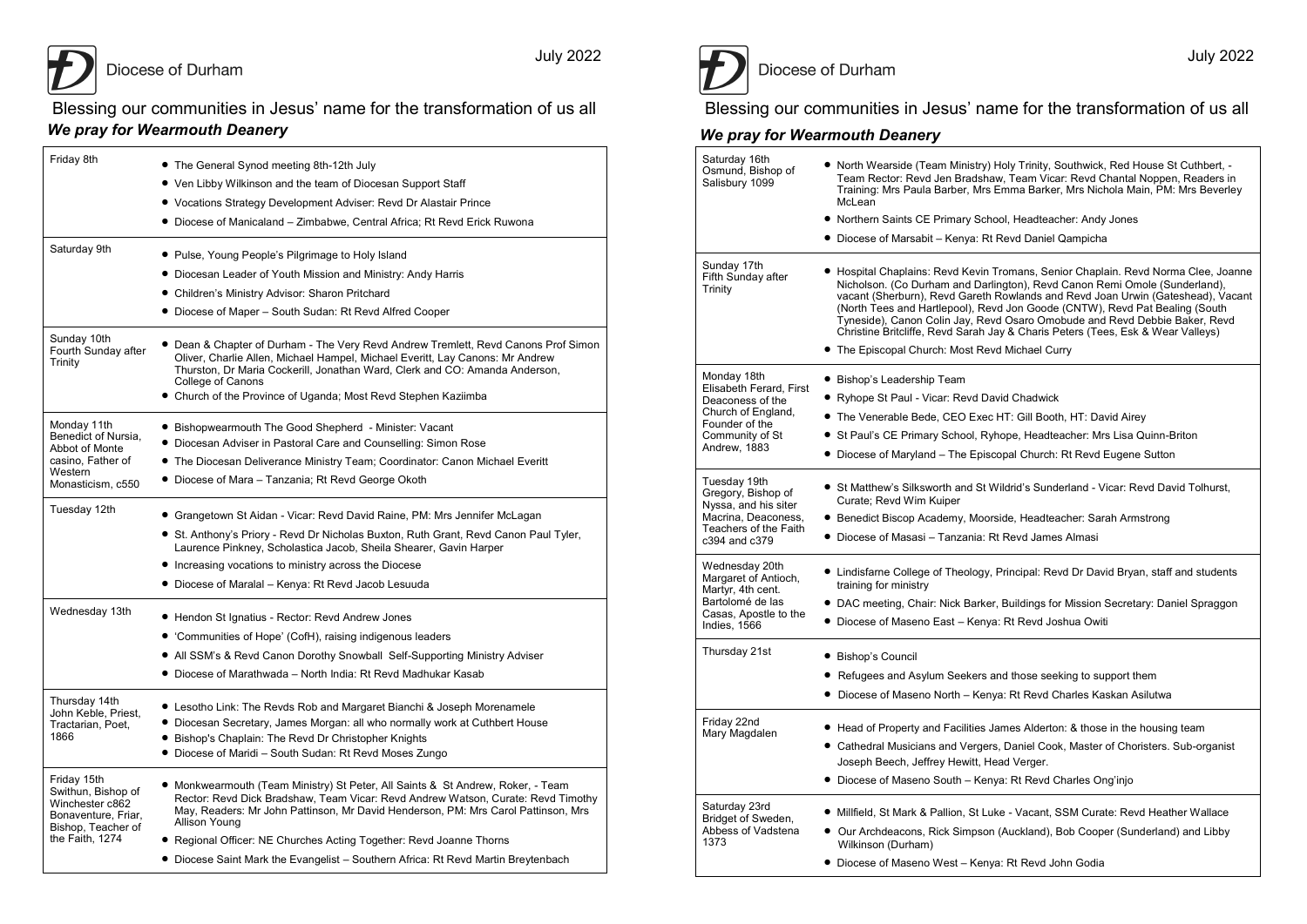Diocese of Durham

Blessing our communities in Jesus' name for the transformation of us all

***We pray for Wearmouth Deanery***

| | |
|---|---|
| Friday 8th | • The General Synod meeting 8th-12th July<br>• Ven Libby Wilkinson and the team of Diocesan Support Staff<br>• Vocations Strategy Development Adviser: Revd Dr Alastair Prince<br>• Diocese of Manicaland – Zimbabwe, Central Africa; Rt Revd Erick Ruwona |
| Saturday 9th | • Pulse, Young People's Pilgrimage to Holy Island<br>• Diocesan Leader of Youth Mission and Ministry: Andy Harris<br>• Children's Ministry Advisor: Sharon Pritchard<br>• Diocese of Maper – South Sudan: Rt Revd Alfred Cooper |
| Sunday 10th Fourth Sunday after Trinity | • Dean & Chapter of Durham - The Very Revd Andrew Tremlett, Revd Canons Prof Simon Oliver, Charlie Allen, Michael Hampel, Michael Everitt, Lay Canons: Mr Andrew Thurston, Dr Maria Cockerill, Jonathan Ward, Clerk and CO: Amanda Anderson, College of Canons<br>• Church of the Province of Uganda; Most Revd Stephen Kaziimba |
| Monday 11th Benedict of Nursia, Abbot of Monte casino, Father of Western Monasticism, c550 | • Bishopwearmouth The Good Shepherd - Minister: Vacant<br>• Diocesan Adviser in Pastoral Care and Counselling: Simon Rose<br>• The Diocesan Deliverance Ministry Team; Coordinator: Canon Michael Everitt<br>• Diocese of Mara – Tanzania; Rt Revd George Okoth |
| Tuesday 12th | • Grangetown St Aidan - Vicar: Revd David Raine, PM: Mrs Jennifer McLagan<br>• St. Anthony's Priory - Revd Dr Nicholas Buxton, Ruth Grant, Revd Canon Paul Tyler, Laurence Pinkney, Scholastica Jacob, Sheila Shearer, Gavin Harper<br>• Increasing vocations to ministry across the Diocese<br>• Diocese of Maralal – Kenya: Rt Revd Jacob Lesuuda |
| Wednesday 13th | • Hendon St Ignatius - Rector: Revd Andrew Jones<br>• 'Communities of Hope' (CofH), raising indigenous leaders<br>• All SSM's & Revd Canon Dorothy Snowball Self-Supporting Ministry Adviser<br>• Diocese of Marathwada – North India: Rt Revd Madhukar Kasab |
| Thursday 14th John Keble, Priest, Tractarian, Poet, 1866 | • Lesotho Link: The Revds Rob and Margaret Bianchi & Joseph Morenamele<br>• Diocesan Secretary, James Morgan: all who normally work at Cuthbert House<br>• Bishop's Chaplain: The Revd Dr Christopher Knights<br>• Diocese of Maridi – South Sudan: Rt Revd Moses Zungo |
| Friday 15th Swithun, Bishop of Winchester c862 Bonaventure, Friar, Bishop, Teacher of the Faith, 1274 | • Monkwearmouth (Team Ministry) St Peter, All Saints & St Andrew, Roker, - Team Rector: Revd Dick Bradshaw, Team Vicar: Revd Andrew Watson, Curate: Revd Timothy May, Readers: Mr John Pattinson, Mr David Henderson, PM: Mrs Carol Pattinson, Mrs Allison Young<br>• Regional Officer: NE Churches Acting Together: Revd Joanne Thorns<br>• Diocese Saint Mark the Evangelist – Southern Africa: Rt Revd Martin Breytenbach |

Diocese of Durham

Blessing our communities in Jesus' name for the transformation of us all

***We pray for Wearmouth Deanery***

| | |
|---|---|
| Saturday 16th Osmund, Bishop of Salisbury 1099 | • North Wearside (Team Ministry) Holy Trinity, Southwick, Red House St Cuthbert, - Team Rector: Revd Jen Bradshaw, Team Vicar: Revd Chantal Noppen, Readers in Training: Mrs Paula Barber, Mrs Emma Barker, Mrs Nichola Main, PM: Mrs Beverley McLean<br>• Northern Saints CE Primary School, Headteacher: Andy Jones<br>• Diocese of Marsabit – Kenya: Rt Revd Daniel Qampicha |
| Sunday 17th Fifth Sunday after Trinity | • Hospital Chaplains: Revd Kevin Tromans, Senior Chaplain. Revd Norma Clee, Joanne Nicholson. (Co Durham and Darlington), Revd Canon Remi Omole (Sunderland), vacant (Sherburn), Revd Gareth Rowlands and Revd Joan Urwin (Gateshead), Vacant (North Tees and Hartlepool), Revd Jon Goode (CNTW), Revd Pat Bealing (South Tyneside), Canon Colin Jay, Revd Osaro Omobude and Revd Debbie Baker, Revd Christine Britcliffe, Revd Sarah Jay & Charis Peters (Tees, Esk & Wear Valleys)<br>• The Episcopal Church: Most Revd Michael Curry |
| Monday 18th Elisabeth Ferard, First Deaconess of the Church of England, Founder of the Community of St Andrew, 1883 | • Bishop's Leadership Team<br>• Ryhope St Paul - Vicar: Revd David Chadwick<br>• The Venerable Bede, CEO Exec HT: Gill Booth, HT: David Airey<br>• St Paul's CE Primary School, Ryhope, Headteacher: Mrs Lisa Quinn-Briton<br>• Diocese of Maryland – The Episcopal Church: Rt Revd Eugene Sutton |
| Tuesday 19th Gregory, Bishop of Nyssa, and his siter Macrina, Deaconess, Teachers of the Faith c394 and c379 | • St Matthew's Silksworth and St Wildrid's Sunderland - Vicar: Revd David Tolhurst, Curate; Revd Wim Kuiper<br>• Benedict Biscop Academy, Moorside, Headteacher: Sarah Armstrong<br>• Diocese of Masasi – Tanzania: Rt Revd James Almasi |
| Wednesday 20th Margaret of Antioch, Martyr, 4th cent. Bartolomé de las Casas, Apostle to the Indies, 1566 | • Lindisfarne College of Theology, Principal: Revd Dr David Bryan, staff and students training for ministry<br>• DAC meeting, Chair: Nick Barker, Buildings for Mission Secretary: Daniel Spraggon<br>• Diocese of Maseno East – Kenya: Rt Revd Joshua Owiti |
| Thursday 21st | • Bishop's Council<br>• Refugees and Asylum Seekers and those seeking to support them<br>• Diocese of Maseno North – Kenya: Rt Revd Charles Kaskan Asilutwa |
| Friday 22nd Mary Magdalen | • Head of Property and Facilities James Alderton: & those in the housing team<br>• Cathedral Musicians and Vergers, Daniel Cook, Master of Choristers. Sub-organist Joseph Beech, Jeffrey Hewitt, Head Verger.<br>• Diocese of Maseno South – Kenya: Rt Revd Charles Ong'injo |
| Saturday 23rd Bridget of Sweden, Abbess of Vadstena 1373 | • Millfield, St Mark & Pallion, St Luke - Vacant, SSM Curate: Revd Heather Wallace<br>• Our Archdeacons, Rick Simpson (Auckland), Bob Cooper (Sunderland) and Libby Wilkinson (Durham)<br>• Diocese of Maseno West – Kenya: Rt Revd John Godia |